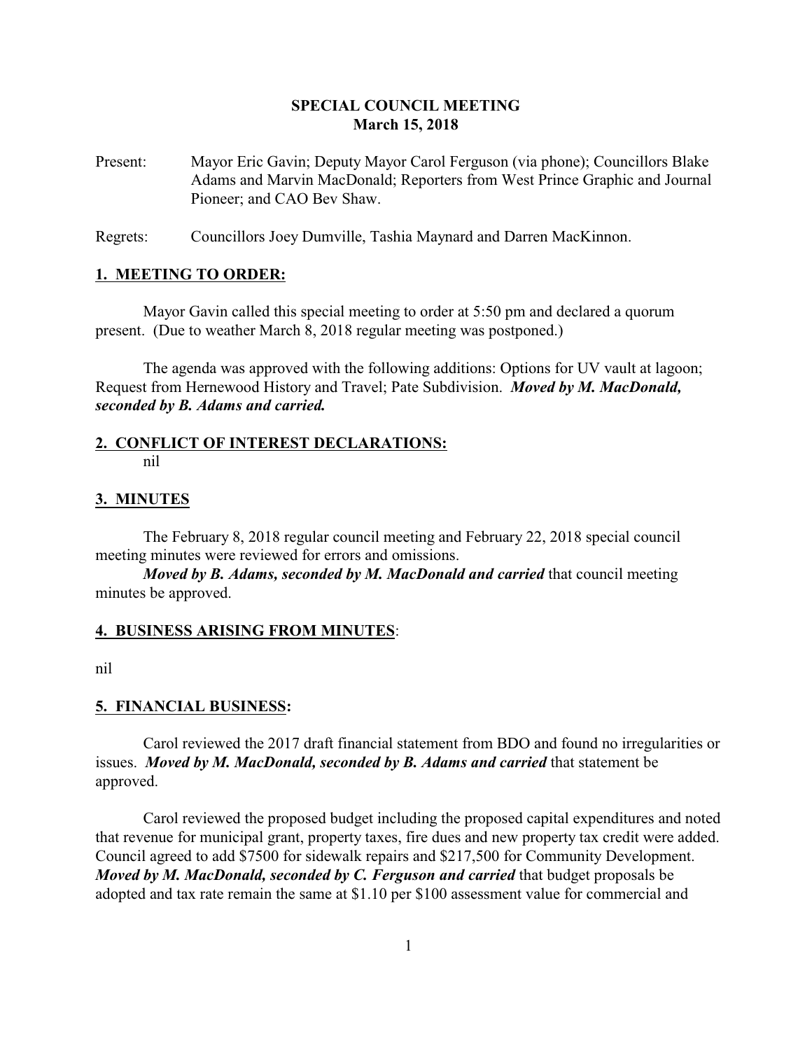# SPECIAL COUNCIL MEETING
## March 15, 2018

Present: Mayor Eric Gavin; Deputy Mayor Carol Ferguson (via phone); Councillors Blake Adams and Marvin MacDonald; Reporters from West Prince Graphic and Journal Pioneer; and CAO Bev Shaw.

Regrets: Councillors Joey Dumville, Tashia Maynard and Darren MacKinnon.

## 1. MEETING TO ORDER:

Mayor Gavin called this special meeting to order at 5:50 pm and declared a quorum present. (Due to weather March 8, 2018 regular meeting was postponed.)

The agenda was approved with the following additions: Options for UV vault at lagoon; Request from Hernewood History and Travel; Pate Subdivision. ***Moved by M. MacDonald, seconded by B. Adams and carried.***

## 2. CONFLICT OF INTEREST DECLARATIONS:

nil

## 3. MINUTES

The February 8, 2018 regular council meeting and February 22, 2018 special council meeting minutes were reviewed for errors and omissions.

***Moved by B. Adams, seconded by M. MacDonald and carried*** that council meeting minutes be approved.

## 4. BUSINESS ARISING FROM MINUTES:

nil

## 5. FINANCIAL BUSINESS:

Carol reviewed the 2017 draft financial statement from BDO and found no irregularities or issues. ***Moved by M. MacDonald, seconded by B. Adams and carried*** that statement be approved.

Carol reviewed the proposed budget including the proposed capital expenditures and noted that revenue for municipal grant, property taxes, fire dues and new property tax credit were added. Council agreed to add $7500 for sidewalk repairs and $217,500 for Community Development. ***Moved by M. MacDonald, seconded by C. Ferguson and carried*** that budget proposals be adopted and tax rate remain the same at $1.10 per $100 assessment value for commercial and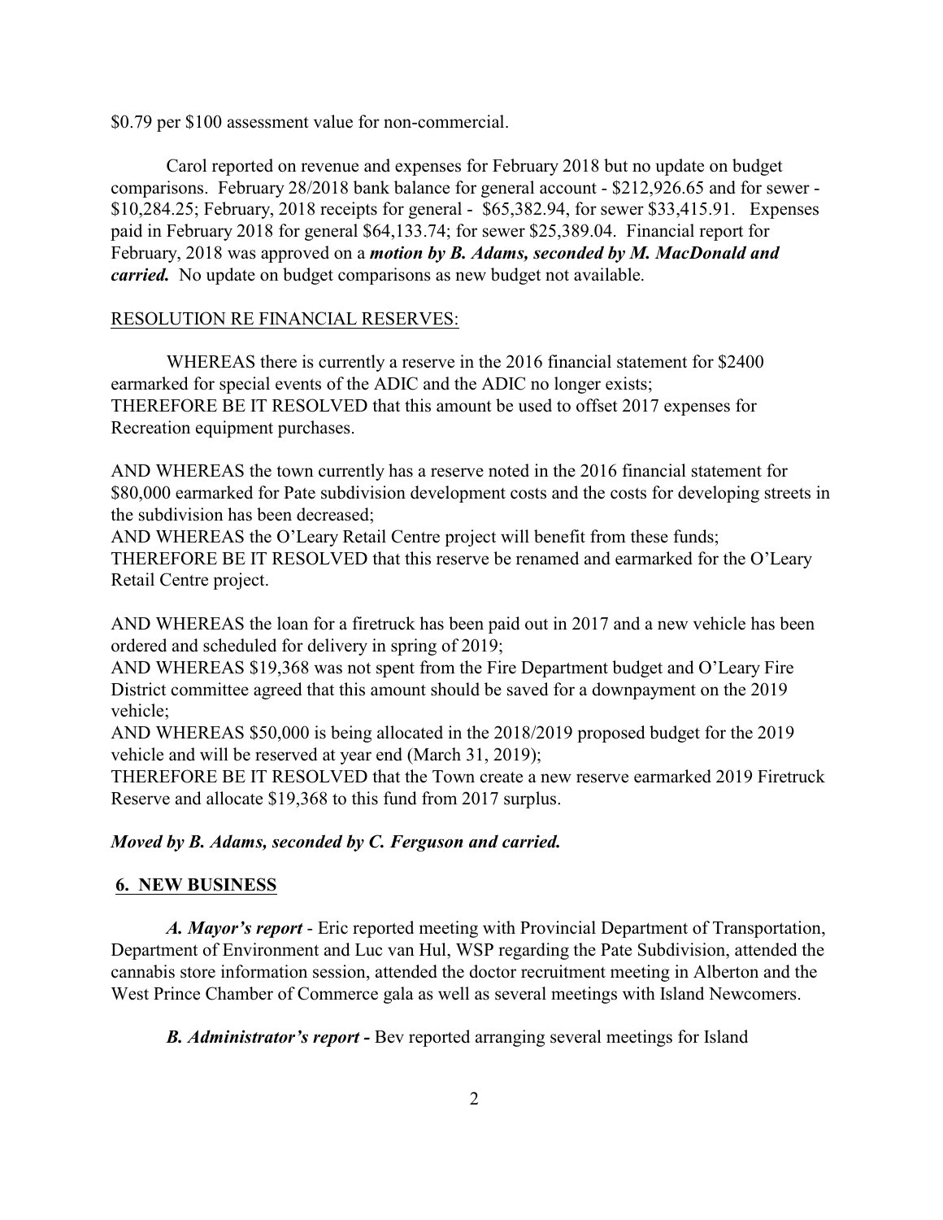$0.79 per $100 assessment value for non-commercial.

Carol reported on revenue and expenses for February 2018 but no update on budget comparisons. February 28/2018 bank balance for general account - $212,926.65 and for sewer - $10,284.25; February, 2018 receipts for general - $65,382.94, for sewer $33,415.91. Expenses paid in February 2018 for general $64,133.74; for sewer $25,389.04. Financial report for February, 2018 was approved on a ***motion by B. Adams, seconded by M. MacDonald and carried.*** No update on budget comparisons as new budget not available.

RESOLUTION RE FINANCIAL RESERVES:

WHEREAS there is currently a reserve in the 2016 financial statement for $2400 earmarked for special events of the ADIC and the ADIC no longer exists;
THEREFORE BE IT RESOLVED that this amount be used to offset 2017 expenses for Recreation equipment purchases.

AND WHEREAS the town currently has a reserve noted in the 2016 financial statement for $80,000 earmarked for Pate subdivision development costs and the costs for developing streets in the subdivision has been decreased;
AND WHEREAS the O'Leary Retail Centre project will benefit from these funds;
THEREFORE BE IT RESOLVED that this reserve be renamed and earmarked for the O'Leary Retail Centre project.

AND WHEREAS the loan for a firetruck has been paid out in 2017 and a new vehicle has been ordered and scheduled for delivery in spring of 2019;
AND WHEREAS $19,368 was not spent from the Fire Department budget and O'Leary Fire District committee agreed that this amount should be saved for a downpayment on the 2019 vehicle;
AND WHEREAS $50,000 is being allocated in the 2018/2019 proposed budget for the 2019 vehicle and will be reserved at year end (March 31, 2019);
THEREFORE BE IT RESOLVED that the Town create a new reserve earmarked 2019 Firetruck Reserve and allocate $19,368 to this fund from 2017 surplus.

***Moved by B. Adams, seconded by C. Ferguson and carried.***

## 6. NEW BUSINESS

***A. Mayor's report*** - Eric reported meeting with Provincial Department of Transportation, Department of Environment and Luc van Hul, WSP regarding the Pate Subdivision, attended the cannabis store information session, attended the doctor recruitment meeting in Alberton and the West Prince Chamber of Commerce gala as well as several meetings with Island Newcomers.

***B. Administrator's report -*** Bev reported arranging several meetings for Island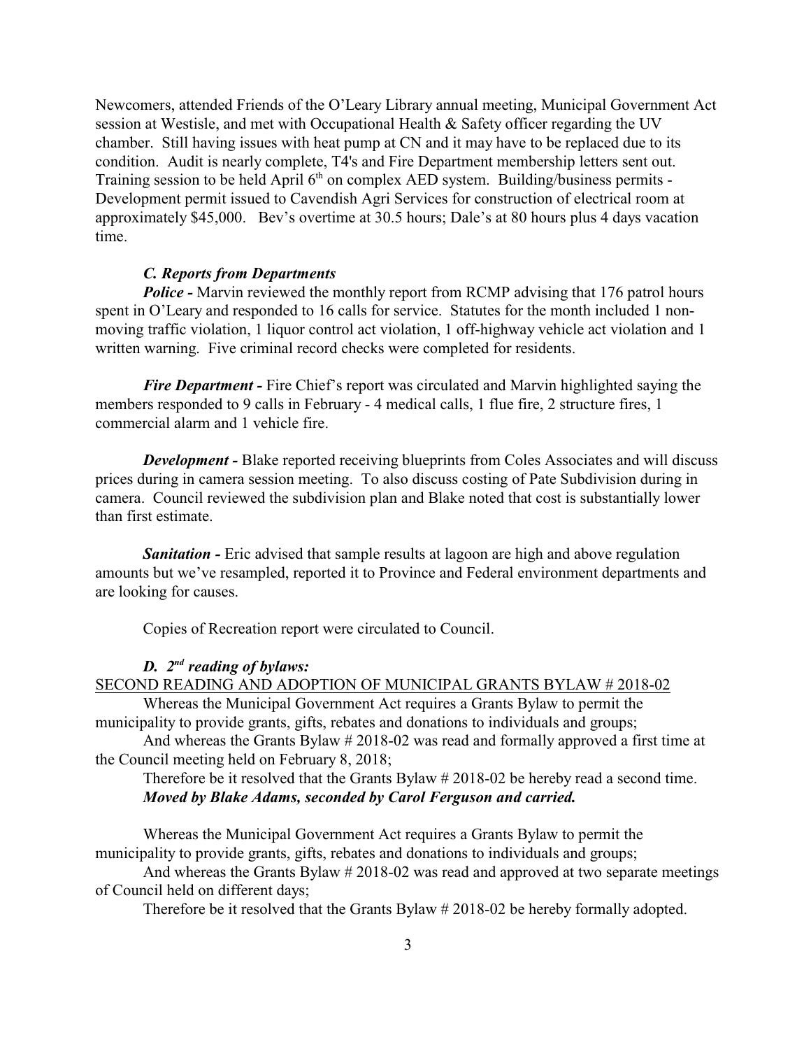Newcomers, attended Friends of the O'Leary Library annual meeting, Municipal Government Act session at Westisle, and met with Occupational Health & Safety officer regarding the UV chamber. Still having issues with heat pump at CN and it may have to be replaced due to its condition. Audit is nearly complete, T4's and Fire Department membership letters sent out. Training session to be held April 6th on complex AED system. Building/business permits - Development permit issued to Cavendish Agri Services for construction of electrical room at approximately $45,000. Bev's overtime at 30.5 hours; Dale's at 80 hours plus 4 days vacation time.

### *C. Reports from Departments*

***Police -*** Marvin reviewed the monthly report from RCMP advising that 176 patrol hours spent in O'Leary and responded to 16 calls for service. Statutes for the month included 1 non-moving traffic violation, 1 liquor control act violation, 1 off-highway vehicle act violation and 1 written warning. Five criminal record checks were completed for residents.

***Fire Department -*** Fire Chief's report was circulated and Marvin highlighted saying the members responded to 9 calls in February - 4 medical calls, 1 flue fire, 2 structure fires, 1 commercial alarm and 1 vehicle fire.

***Development -*** Blake reported receiving blueprints from Coles Associates and will discuss prices during in camera session meeting. To also discuss costing of Pate Subdivision during in camera. Council reviewed the subdivision plan and Blake noted that cost is substantially lower than first estimate.

***Sanitation -*** Eric advised that sample results at lagoon are high and above regulation amounts but we've resampled, reported it to Province and Federal environment departments and are looking for causes.

Copies of Recreation report were circulated to Council.

### *D. 2nd reading of bylaws:*

SECOND READING AND ADOPTION OF MUNICIPAL GRANTS BYLAW # 2018-02

Whereas the Municipal Government Act requires a Grants Bylaw to permit the municipality to provide grants, gifts, rebates and donations to individuals and groups;

And whereas the Grants Bylaw # 2018-02 was read and formally approved a first time at the Council meeting held on February 8, 2018;

Therefore be it resolved that the Grants Bylaw # 2018-02 be hereby read a second time.
***Moved by Blake Adams, seconded by Carol Ferguson and carried.***

Whereas the Municipal Government Act requires a Grants Bylaw to permit the municipality to provide grants, gifts, rebates and donations to individuals and groups;

And whereas the Grants Bylaw # 2018-02 was read and approved at two separate meetings of Council held on different days;

Therefore be it resolved that the Grants Bylaw # 2018-02 be hereby formally adopted.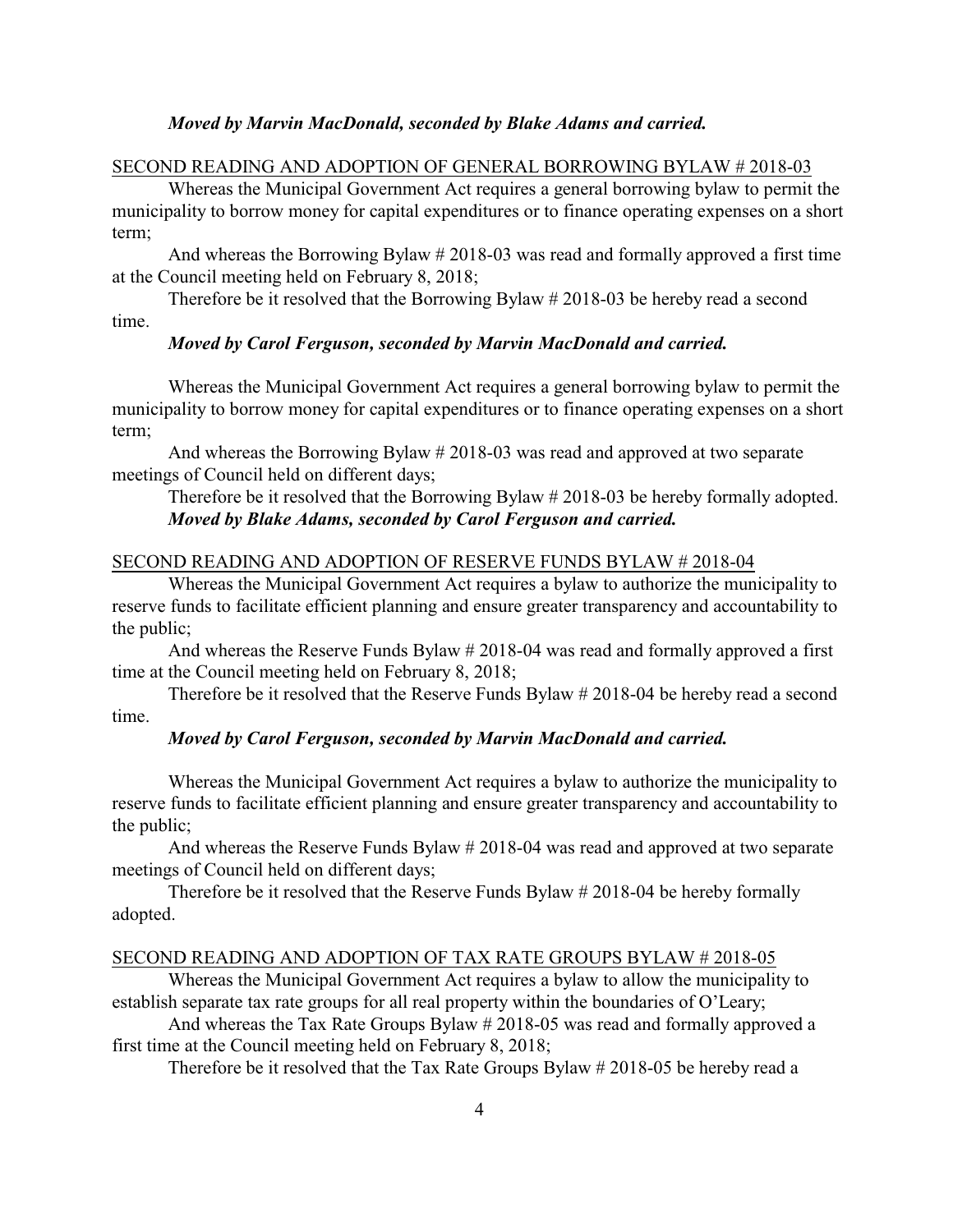***Moved by Marvin MacDonald, seconded by Blake Adams and carried.***

SECOND READING AND ADOPTION OF GENERAL BORROWING BYLAW # 2018-03

Whereas the Municipal Government Act requires a general borrowing bylaw to permit the municipality to borrow money for capital expenditures or to finance operating expenses on a short term;

And whereas the Borrowing Bylaw # 2018-03 was read and formally approved a first time at the Council meeting held on February 8, 2018;

Therefore be it resolved that the Borrowing Bylaw # 2018-03 be hereby read a second time.

***Moved by Carol Ferguson, seconded by Marvin MacDonald and carried.***

Whereas the Municipal Government Act requires a general borrowing bylaw to permit the municipality to borrow money for capital expenditures or to finance operating expenses on a short term;

And whereas the Borrowing Bylaw # 2018-03 was read and approved at two separate meetings of Council held on different days;

Therefore be it resolved that the Borrowing Bylaw # 2018-03 be hereby formally adopted.

***Moved by Blake Adams, seconded by Carol Ferguson and carried.***

SECOND READING AND ADOPTION OF RESERVE FUNDS BYLAW # 2018-04

Whereas the Municipal Government Act requires a bylaw to authorize the municipality to reserve funds to facilitate efficient planning and ensure greater transparency and accountability to the public;

And whereas the Reserve Funds Bylaw # 2018-04 was read and formally approved a first time at the Council meeting held on February 8, 2018;

Therefore be it resolved that the Reserve Funds Bylaw # 2018-04 be hereby read a second time.

***Moved by Carol Ferguson, seconded by Marvin MacDonald and carried.***

Whereas the Municipal Government Act requires a bylaw to authorize the municipality to reserve funds to facilitate efficient planning and ensure greater transparency and accountability to the public;

And whereas the Reserve Funds Bylaw # 2018-04 was read and approved at two separate meetings of Council held on different days;

Therefore be it resolved that the Reserve Funds Bylaw # 2018-04 be hereby formally adopted.

SECOND READING AND ADOPTION OF TAX RATE GROUPS BYLAW # 2018-05

Whereas the Municipal Government Act requires a bylaw to allow the municipality to establish separate tax rate groups for all real property within the boundaries of O'Leary;

And whereas the Tax Rate Groups Bylaw # 2018-05 was read and formally approved a first time at the Council meeting held on February 8, 2018;

Therefore be it resolved that the Tax Rate Groups Bylaw # 2018-05 be hereby read a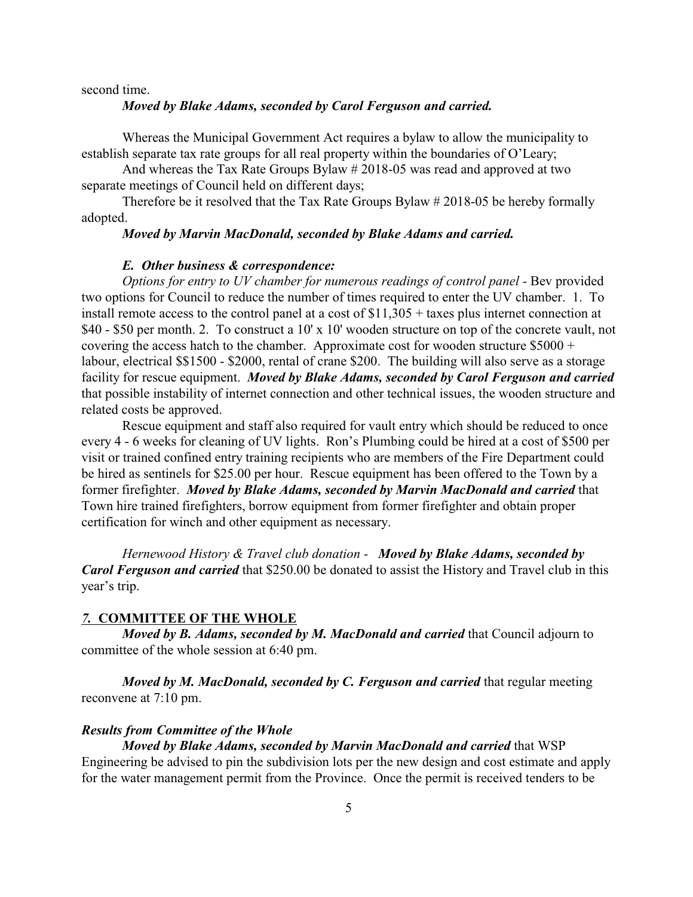second time.

***Moved by Blake Adams, seconded by Carol Ferguson and carried.***

Whereas the Municipal Government Act requires a bylaw to allow the municipality to establish separate tax rate groups for all real property within the boundaries of O'Leary;

And whereas the Tax Rate Groups Bylaw # 2018-05 was read and approved at two separate meetings of Council held on different days;

Therefore be it resolved that the Tax Rate Groups Bylaw # 2018-05 be hereby formally adopted.

***Moved by Marvin MacDonald, seconded by Blake Adams and carried.***

***E. Other business & correspondence:***

*Options for entry to UV chamber for numerous readings of control panel* - Bev provided two options for Council to reduce the number of times required to enter the UV chamber. 1. To install remote access to the control panel at a cost of $11,305 + taxes plus internet connection at $40 - $50 per month. 2. To construct a 10' x 10' wooden structure on top of the concrete vault, not covering the access hatch to the chamber. Approximate cost for wooden structure $5000 + labour, electrical $$1500 - $2000, rental of crane $200. The building will also serve as a storage facility for rescue equipment. ***Moved by Blake Adams, seconded by Carol Ferguson and carried*** that possible instability of internet connection and other technical issues, the wooden structure and related costs be approved.

Rescue equipment and staff also required for vault entry which should be reduced to once every 4 - 6 weeks for cleaning of UV lights. Ron's Plumbing could be hired at a cost of $500 per visit or trained confined entry training recipients who are members of the Fire Department could be hired as sentinels for $25.00 per hour. Rescue equipment has been offered to the Town by a former firefighter. ***Moved by Blake Adams, seconded by Marvin MacDonald and carried*** that Town hire trained firefighters, borrow equipment from former firefighter and obtain proper certification for winch and other equipment as necessary.

*Hernewood History & Travel club donation* - ***Moved by Blake Adams, seconded by Carol Ferguson and carried*** that $250.00 be donated to assist the History and Travel club in this year's trip.

## *7.* COMMITTEE OF THE WHOLE

***Moved by B. Adams, seconded by M. MacDonald and carried*** that Council adjourn to committee of the whole session at 6:40 pm.

***Moved by M. MacDonald, seconded by C. Ferguson and carried*** that regular meeting reconvene at 7:10 pm.

***Results from Committee of the Whole***

***Moved by Blake Adams, seconded by Marvin MacDonald and carried*** that WSP Engineering be advised to pin the subdivision lots per the new design and cost estimate and apply for the water management permit from the Province. Once the permit is received tenders to be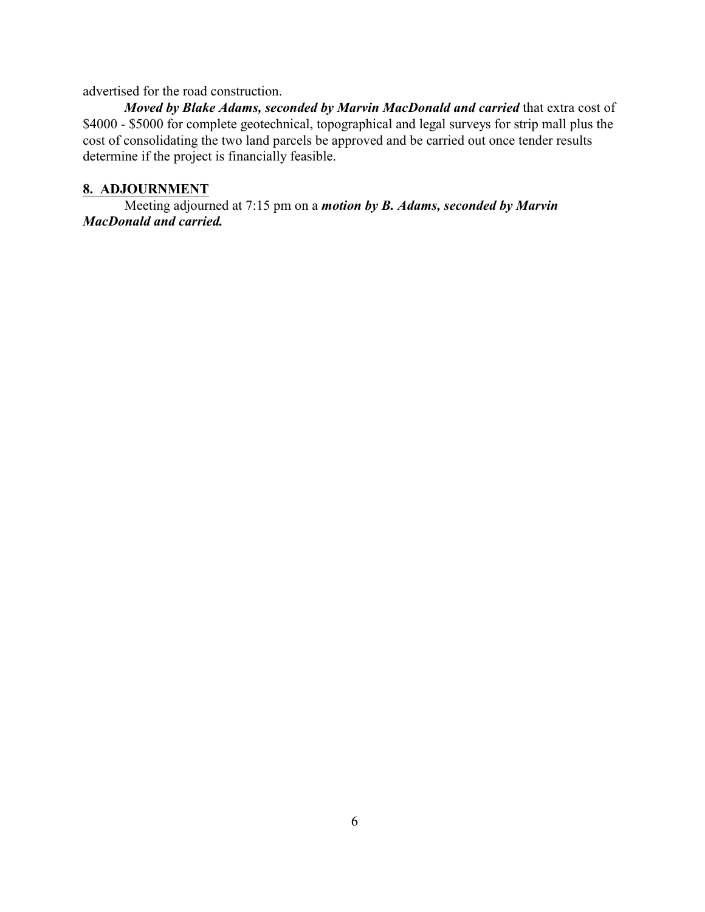advertised for the road construction.

***Moved by Blake Adams, seconded by Marvin MacDonald and carried*** that extra cost of $4000 - $5000 for complete geotechnical, topographical and legal surveys for strip mall plus the cost of consolidating the two land parcels be approved and be carried out once tender results determine if the project is financially feasible.

## 8. ADJOURNMENT

Meeting adjourned at 7:15 pm on a ***motion by B. Adams, seconded by Marvin MacDonald and carried.***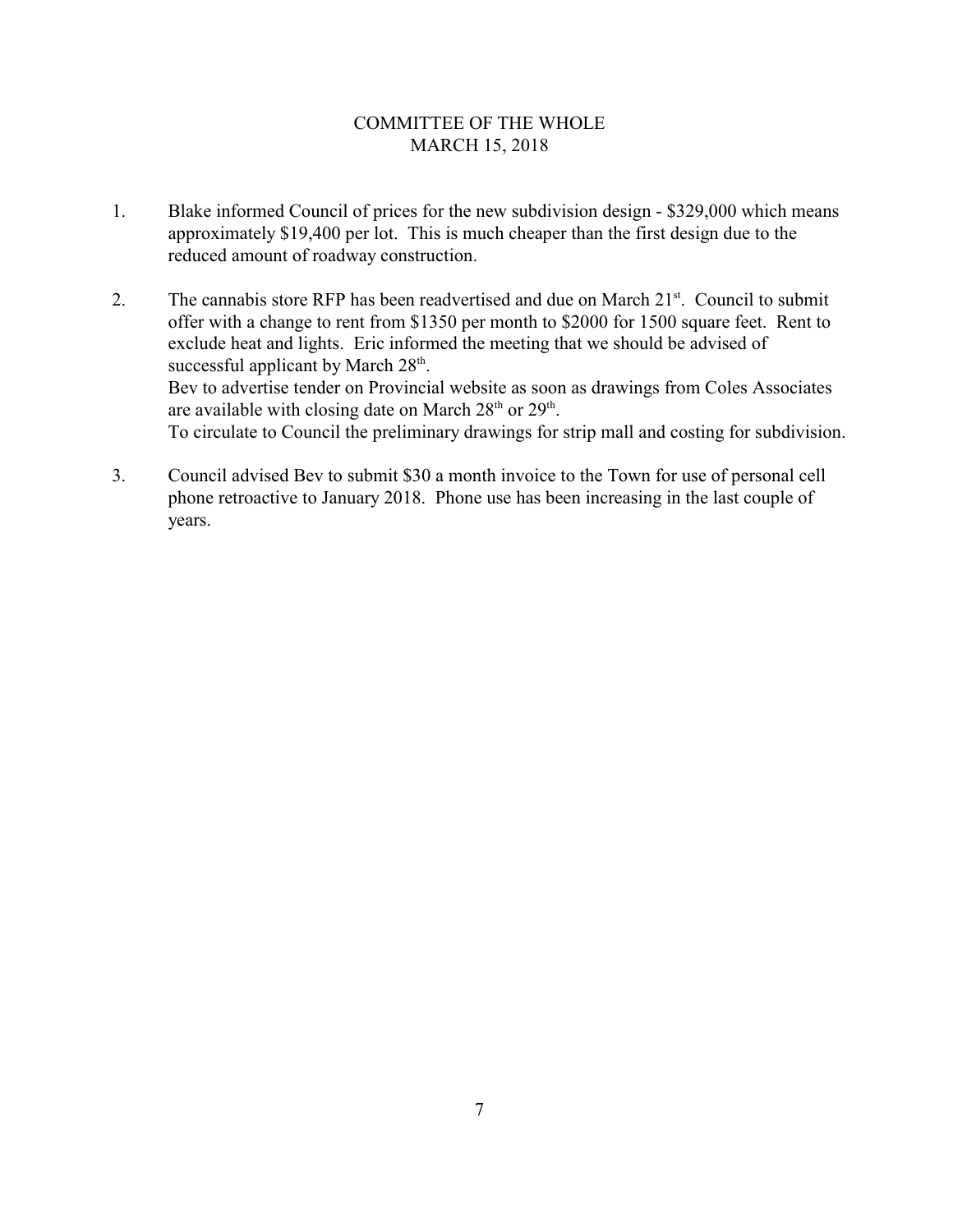# COMMITTEE OF THE WHOLE
# MARCH 15, 2018

1. Blake informed Council of prices for the new subdivision design - $329,000 which means approximately $19,400 per lot. This is much cheaper than the first design due to the reduced amount of roadway construction.

2. The cannabis store RFP has been readvertised and due on March 21st. Council to submit offer with a change to rent from $1350 per month to $2000 for 1500 square feet. Rent to exclude heat and lights. Eric informed the meeting that we should be advised of successful applicant by March 28th.
   Bev to advertise tender on Provincial website as soon as drawings from Coles Associates are available with closing date on March 28th or 29th.
   To circulate to Council the preliminary drawings for strip mall and costing for subdivision.

3. Council advised Bev to submit $30 a month invoice to the Town for use of personal cell phone retroactive to January 2018. Phone use has been increasing in the last couple of years.